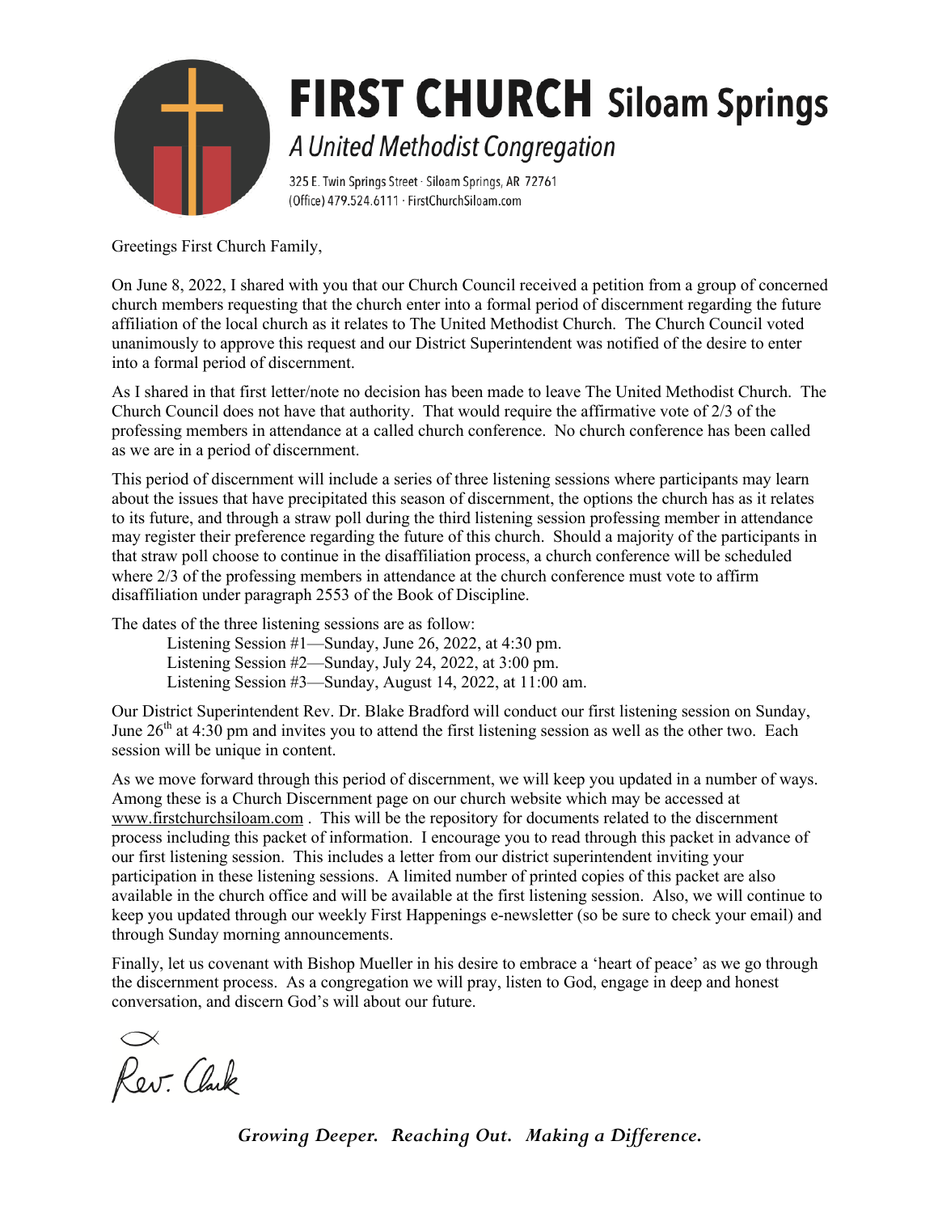# FIRST CHURCH Siloam Springs

*A United Methodist Congregation*

325 E. Twin Springs Street · Siloam Springs, AR 72761
(Office) 479.524.6111 · FirstChurchSiloam.com

Greetings First Church Family,

On June 8, 2022, I shared with you that our Church Council received a petition from a group of concerned church members requesting that the church enter into a formal period of discernment regarding the future affiliation of the local church as it relates to The United Methodist Church. The Church Council voted unanimously to approve this request and our District Superintendent was notified of the desire to enter into a formal period of discernment.

As I shared in that first letter/note no decision has been made to leave The United Methodist Church. The Church Council does not have that authority. That would require the affirmative vote of 2/3 of the professing members in attendance at a called church conference. No church conference has been called as we are in a period of discernment.

This period of discernment will include a series of three listening sessions where participants may learn about the issues that have precipitated this season of discernment, the options the church has as it relates to its future, and through a straw poll during the third listening session professing member in attendance may register their preference regarding the future of this church. Should a majority of the participants in that straw poll choose to continue in the disaffiliation process, a church conference will be scheduled where 2/3 of the professing members in attendance at the church conference must vote to affirm disaffiliation under paragraph 2553 of the Book of Discipline.

The dates of the three listening sessions are as follow:

- Listening Session #1—Sunday, June 26, 2022, at 4:30 pm.
- Listening Session #2—Sunday, July 24, 2022, at 3:00 pm.
- Listening Session #3—Sunday, August 14, 2022, at 11:00 am.

Our District Superintendent Rev. Dr. Blake Bradford will conduct our first listening session on Sunday, June 26th at 4:30 pm and invites you to attend the first listening session as well as the other two. Each session will be unique in content.

As we move forward through this period of discernment, we will keep you updated in a number of ways. Among these is a Church Discernment page on our church website which may be accessed at www.firstchurchsiloam.com . This will be the repository for documents related to the discernment process including this packet of information. I encourage you to read through this packet in advance of our first listening session. This includes a letter from our district superintendent inviting your participation in these listening sessions. A limited number of printed copies of this packet are also available in the church office and will be available at the first listening session. Also, we will continue to keep you updated through our weekly First Happenings e-newsletter (so be sure to check your email) and through Sunday morning announcements.

Finally, let us covenant with Bishop Mueller in his desire to embrace a 'heart of peace' as we go through the discernment process. As a congregation we will pray, listen to God, engage in deep and honest conversation, and discern God's will about our future.

Rev. Clark

***Growing Deeper. Reaching Out. Making a Difference.***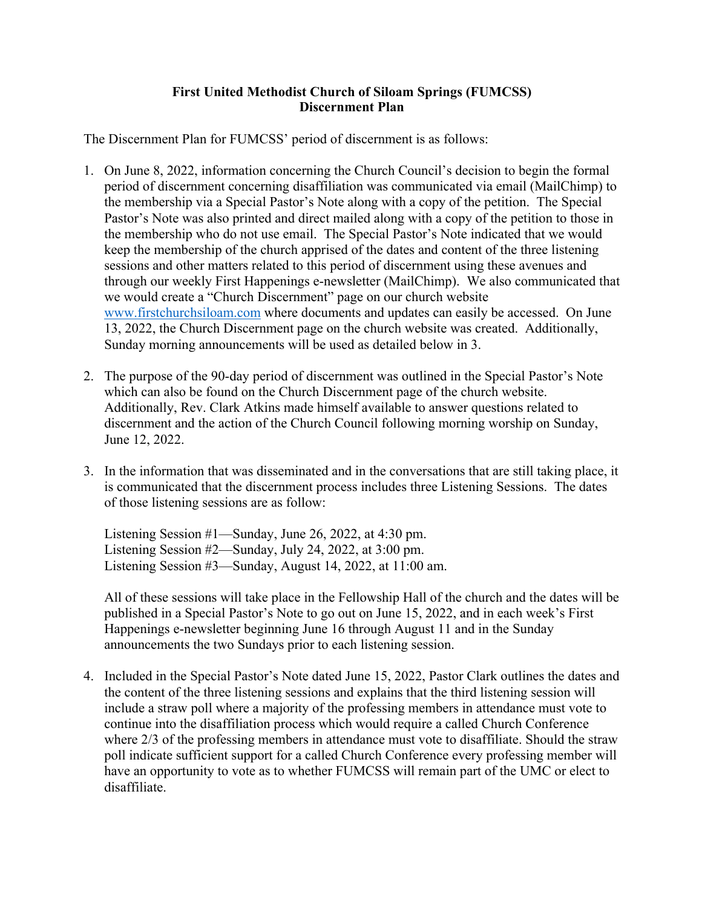**First United Methodist Church of Siloam Springs (FUMCSS)**
**Discernment Plan**

The Discernment Plan for FUMCSS' period of discernment is as follows:

1. On June 8, 2022, information concerning the Church Council's decision to begin the formal period of discernment concerning disaffiliation was communicated via email (MailChimp) to the membership via a Special Pastor's Note along with a copy of the petition. The Special Pastor's Note was also printed and direct mailed along with a copy of the petition to those in the membership who do not use email. The Special Pastor's Note indicated that we would keep the membership of the church apprised of the dates and content of the three listening sessions and other matters related to this period of discernment using these avenues and through our weekly First Happenings e-newsletter (MailChimp). We also communicated that we would create a "Church Discernment" page on our church website [www.firstchurchsiloam.com](http://www.firstchurchsiloam.com) where documents and updates can easily be accessed. On June 13, 2022, the Church Discernment page on the church website was created. Additionally, Sunday morning announcements will be used as detailed below in 3.

2. The purpose of the 90-day period of discernment was outlined in the Special Pastor's Note which can also be found on the Church Discernment page of the church website. Additionally, Rev. Clark Atkins made himself available to answer questions related to discernment and the action of the Church Council following morning worship on Sunday, June 12, 2022.

3. In the information that was disseminated and in the conversations that are still taking place, it is communicated that the discernment process includes three Listening Sessions. The dates of those listening sessions are as follow:

   Listening Session #1—Sunday, June 26, 2022, at 4:30 pm.
   Listening Session #2—Sunday, July 24, 2022, at 3:00 pm.
   Listening Session #3—Sunday, August 14, 2022, at 11:00 am.

   All of these sessions will take place in the Fellowship Hall of the church and the dates will be published in a Special Pastor's Note to go out on June 15, 2022, and in each week's First Happenings e-newsletter beginning June 16 through August 11 and in the Sunday announcements the two Sundays prior to each listening session.

4. Included in the Special Pastor's Note dated June 15, 2022, Pastor Clark outlines the dates and the content of the three listening sessions and explains that the third listening session will include a straw poll where a majority of the professing members in attendance must vote to continue into the disaffiliation process which would require a called Church Conference where 2/3 of the professing members in attendance must vote to disaffiliate. Should the straw poll indicate sufficient support for a called Church Conference every professing member will have an opportunity to vote as to whether FUMCSS will remain part of the UMC or elect to disaffiliate.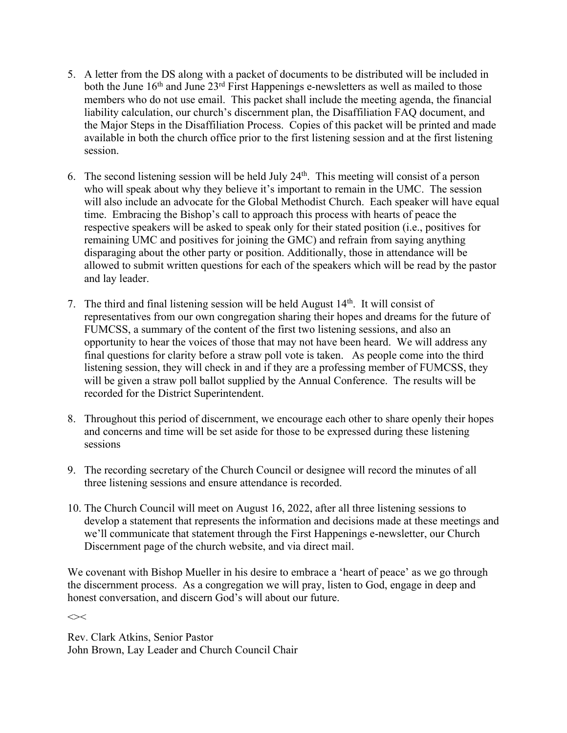5. A letter from the DS along with a packet of documents to be distributed will be included in both the June 16th and June 23rd First Happenings e-newsletters as well as mailed to those members who do not use email. This packet shall include the meeting agenda, the financial liability calculation, our church's discernment plan, the Disaffiliation FAQ document, and the Major Steps in the Disaffiliation Process. Copies of this packet will be printed and made available in both the church office prior to the first listening session and at the first listening session.

6. The second listening session will be held July 24th. This meeting will consist of a person who will speak about why they believe it's important to remain in the UMC. The session will also include an advocate for the Global Methodist Church. Each speaker will have equal time. Embracing the Bishop's call to approach this process with hearts of peace the respective speakers will be asked to speak only for their stated position (i.e., positives for remaining UMC and positives for joining the GMC) and refrain from saying anything disparaging about the other party or position. Additionally, those in attendance will be allowed to submit written questions for each of the speakers which will be read by the pastor and lay leader.

7. The third and final listening session will be held August 14th. It will consist of representatives from our own congregation sharing their hopes and dreams for the future of FUMCSS, a summary of the content of the first two listening sessions, and also an opportunity to hear the voices of those that may not have been heard. We will address any final questions for clarity before a straw poll vote is taken. As people come into the third listening session, they will check in and if they are a professing member of FUMCSS, they will be given a straw poll ballot supplied by the Annual Conference. The results will be recorded for the District Superintendent.

8. Throughout this period of discernment, we encourage each other to share openly their hopes and concerns and time will be set aside for those to be expressed during these listening sessions

9. The recording secretary of the Church Council or designee will record the minutes of all three listening sessions and ensure attendance is recorded.

10. The Church Council will meet on August 16, 2022, after all three listening sessions to develop a statement that represents the information and decisions made at these meetings and we'll communicate that statement through the First Happenings e-newsletter, our Church Discernment page of the church website, and via direct mail.

We covenant with Bishop Mueller in his desire to embrace a 'heart of peace' as we go through the discernment process. As a congregation we will pray, listen to God, engage in deep and honest conversation, and discern God's will about our future.

<><

Rev. Clark Atkins, Senior Pastor
John Brown, Lay Leader and Church Council Chair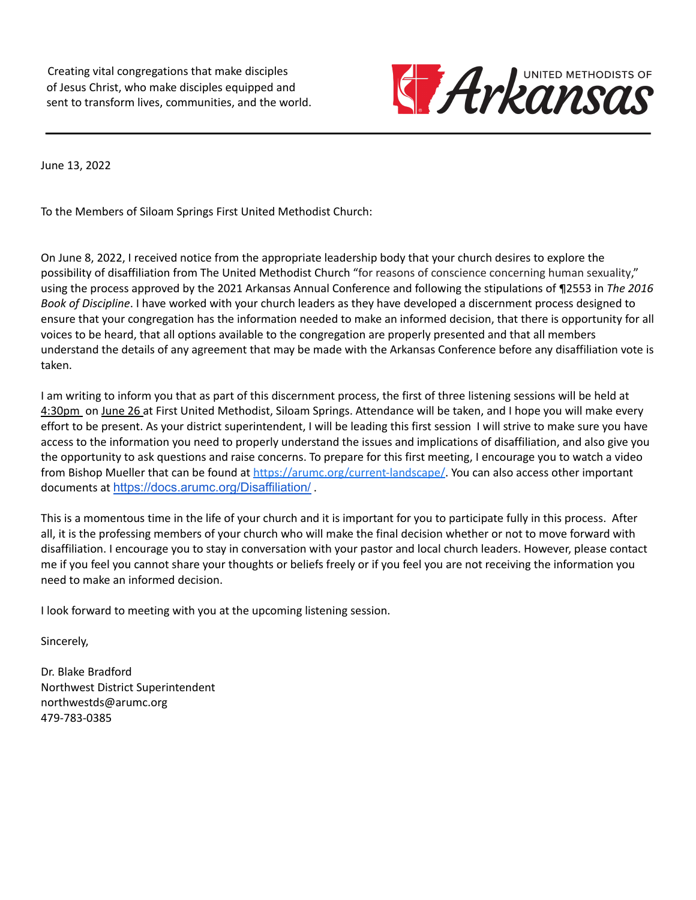Creating vital congregations that make disciples of Jesus Christ, who make disciples equipped and sent to transform lives, communities, and the world.

UNITED METHODISTS OF *Arkansas*

---

June 13, 2022

To the Members of Siloam Springs First United Methodist Church:

On June 8, 2022, I received notice from the appropriate leadership body that your church desires to explore the possibility of disaffiliation from The United Methodist Church "for reasons of conscience concerning human sexuality," using the process approved by the 2021 Arkansas Annual Conference and following the stipulations of ¶2553 in *The 2016 Book of Discipline*. I have worked with your church leaders as they have developed a discernment process designed to ensure that your congregation has the information needed to make an informed decision, that there is opportunity for all voices to be heard, that all options available to the congregation are properly presented and that all members understand the details of any agreement that may be made with the Arkansas Conference before any disaffiliation vote is taken.

I am writing to inform you that as part of this discernment process, the first of three listening sessions will be held at 4:30pm on June 26 at First United Methodist, Siloam Springs. Attendance will be taken, and I hope you will make every effort to be present. As your district superintendent, I will be leading this first session I will strive to make sure you have access to the information you need to properly understand the issues and implications of disaffiliation, and also give you the opportunity to ask questions and raise concerns. To prepare for this first meeting, I encourage you to watch a video from Bishop Mueller that can be found at https://arumc.org/current-landscape/. You can also access other important documents at https://docs.arumc.org/Disaffiliation/ .

This is a momentous time in the life of your church and it is important for you to participate fully in this process. After all, it is the professing members of your church who will make the final decision whether or not to move forward with disaffiliation. I encourage you to stay in conversation with your pastor and local church leaders. However, please contact me if you feel you cannot share your thoughts or beliefs freely or if you feel you are not receiving the information you need to make an informed decision.

I look forward to meeting with you at the upcoming listening session.

Sincerely,

Dr. Blake Bradford
Northwest District Superintendent
northwestds@arumc.org
479-783-0385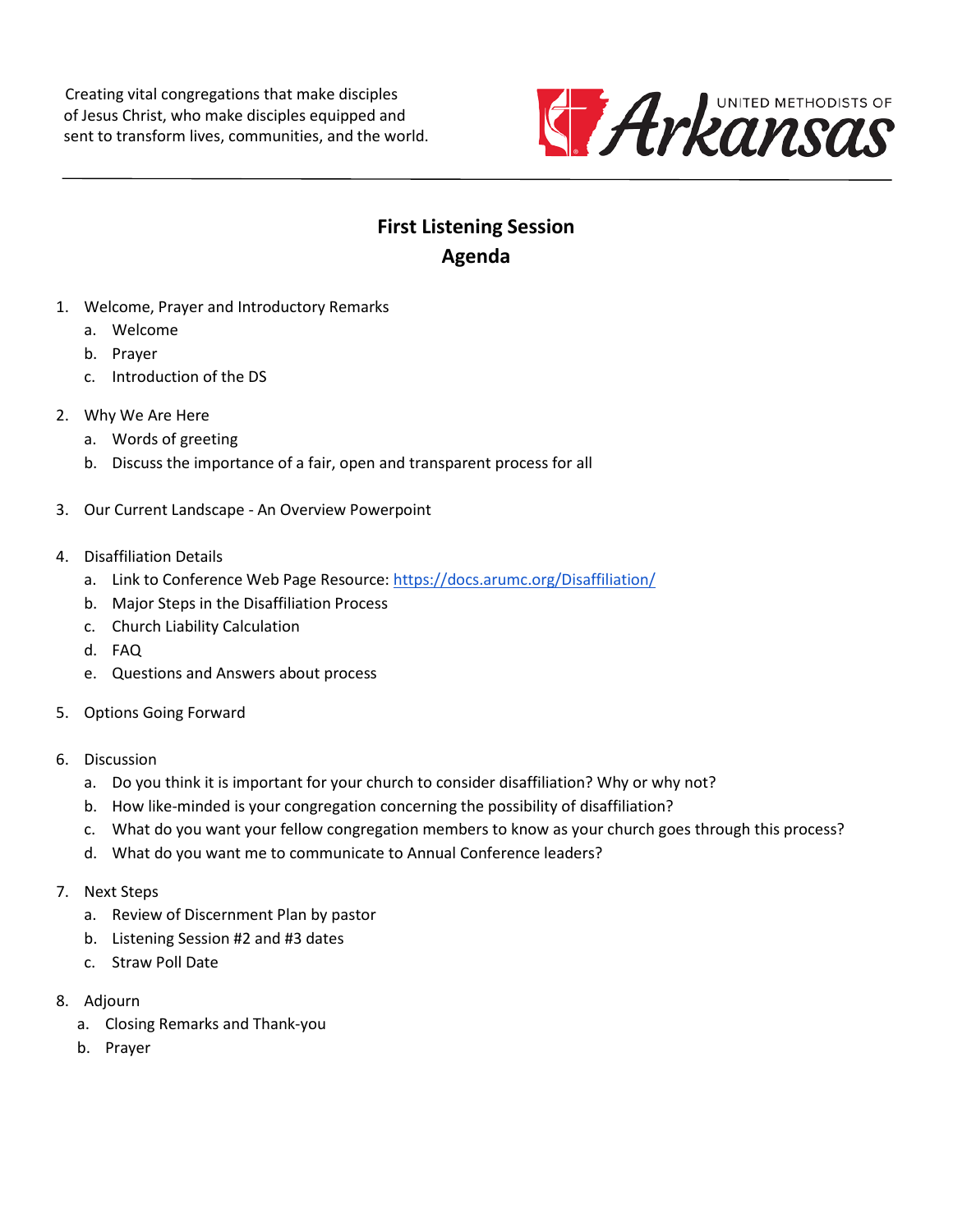Creating vital congregations that make disciples of Jesus Christ, who make disciples equipped and sent to transform lives, communities, and the world.

UNITED METHODISTS OF Arkansas

---

## First Listening Session
## Agenda

1. Welcome, Prayer and Introductory Remarks
   a. Welcome
   b. Prayer
   c. Introduction of the DS

2. Why We Are Here
   a. Words of greeting
   b. Discuss the importance of a fair, open and transparent process for all

3. Our Current Landscape - An Overview Powerpoint

4. Disaffiliation Details
   a. Link to Conference Web Page Resource: https://docs.arumc.org/Disaffiliation/
   b. Major Steps in the Disaffiliation Process
   c. Church Liability Calculation
   d. FAQ
   e. Questions and Answers about process

5. Options Going Forward

6. Discussion
   a. Do you think it is important for your church to consider disaffiliation? Why or why not?
   b. How like-minded is your congregation concerning the possibility of disaffiliation?
   c. What do you want your fellow congregation members to know as your church goes through this process?
   d. What do you want me to communicate to Annual Conference leaders?

7. Next Steps
   a. Review of Discernment Plan by pastor
   b. Listening Session #2 and #3 dates
   c. Straw Poll Date

8. Adjourn
   a. Closing Remarks and Thank-you
   b. Prayer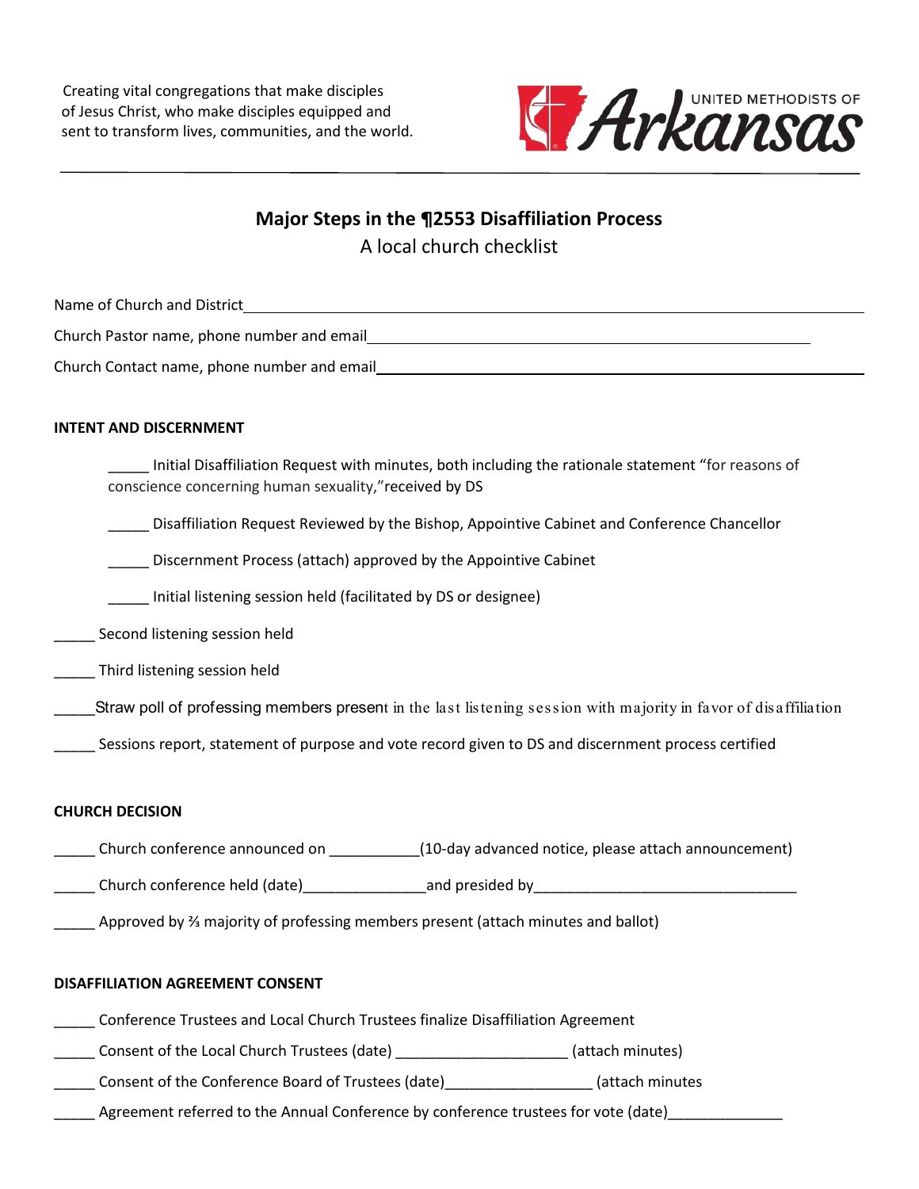Creating vital congregations that make disciples of Jesus Christ, who make disciples equipped and sent to transform lives, communities, and the world.

UNITED METHODISTS OF Arkansas

## Major Steps in the ¶2553 Disaffiliation Process

A local church checklist

Name of Church and District ______________________________

Church Pastor name, phone number and email ______________________________

Church Contact name, phone number and email ______________________________

**INTENT AND DISCERNMENT**

_____ Initial Disaffiliation Request with minutes, both including the rationale statement "for reasons of conscience concerning human sexuality," received by DS

_____ Disaffiliation Request Reviewed by the Bishop, Appointive Cabinet and Conference Chancellor

_____ Discernment Process (attach) approved by the Appointive Cabinet

_____ Initial listening session held (facilitated by DS or designee)

_____ Second listening session held

_____ Third listening session held

_____ Straw poll of professing members present in the last listening session with majority in favor of disaffiliation

_____ Sessions report, statement of purpose and vote record given to DS and discernment process certified

**CHURCH DECISION**

_____ Church conference announced on ___________(10-day advanced notice, please attach announcement)

_____ Church conference held (date)_______________and presided by________________________________

_____ Approved by ⅔ majority of professing members present (attach minutes and ballot)

**DISAFFILIATION AGREEMENT CONSENT**

_____ Conference Trustees and Local Church Trustees finalize Disaffiliation Agreement

_____ Consent of the Local Church Trustees (date) _____________________ (attach minutes)

_____ Consent of the Conference Board of Trustees (date)__________________ (attach minutes

_____ Agreement referred to the Annual Conference by conference trustees for vote (date)______________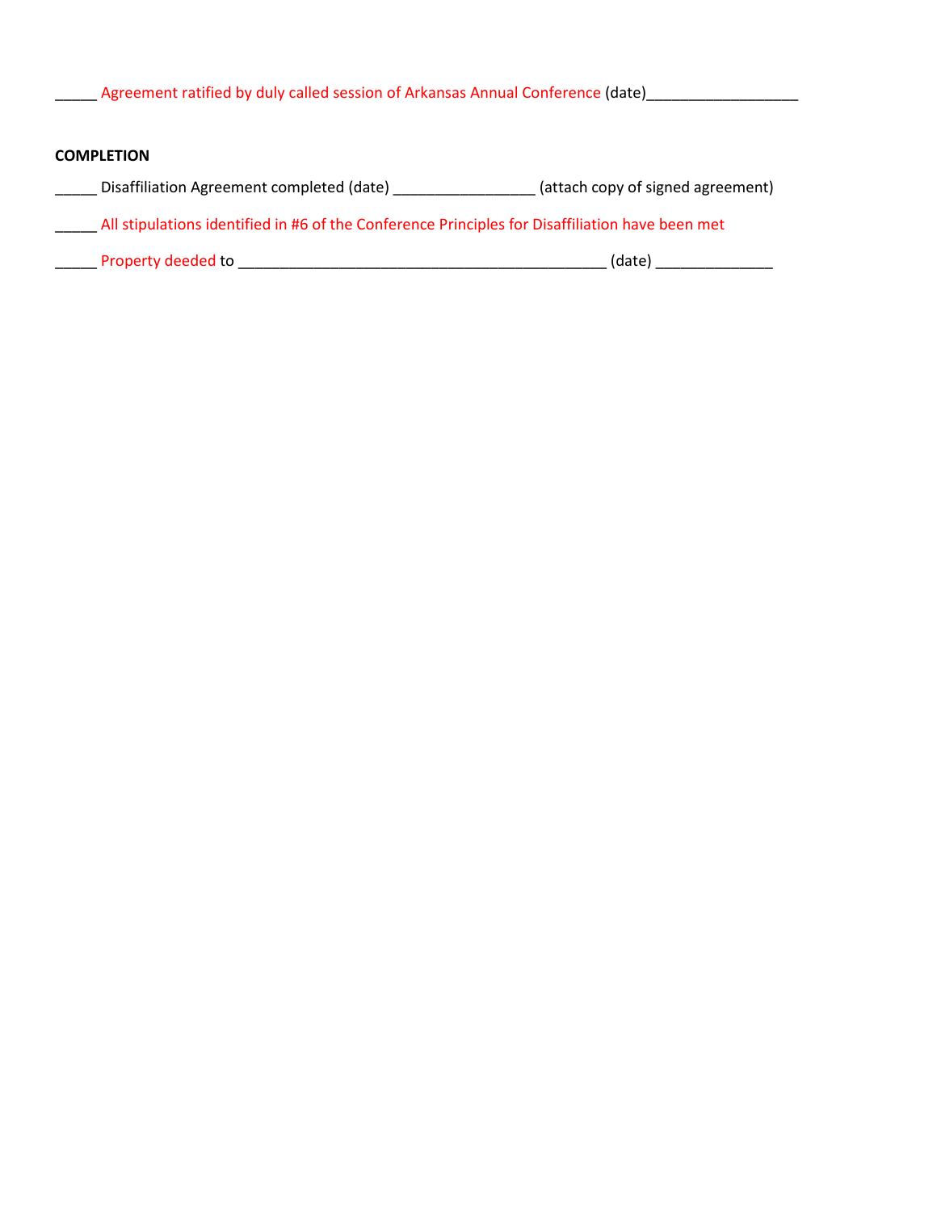_____ Agreement ratified by duly called session of Arkansas Annual Conference (date)__________________

**COMPLETION**

_____ Disaffiliation Agreement completed (date) _________________ (attach copy of signed agreement)

_____ All stipulations identified in #6 of the Conference Principles for Disaffiliation have been met

_____ Property deeded to ____________________________________________ (date) ______________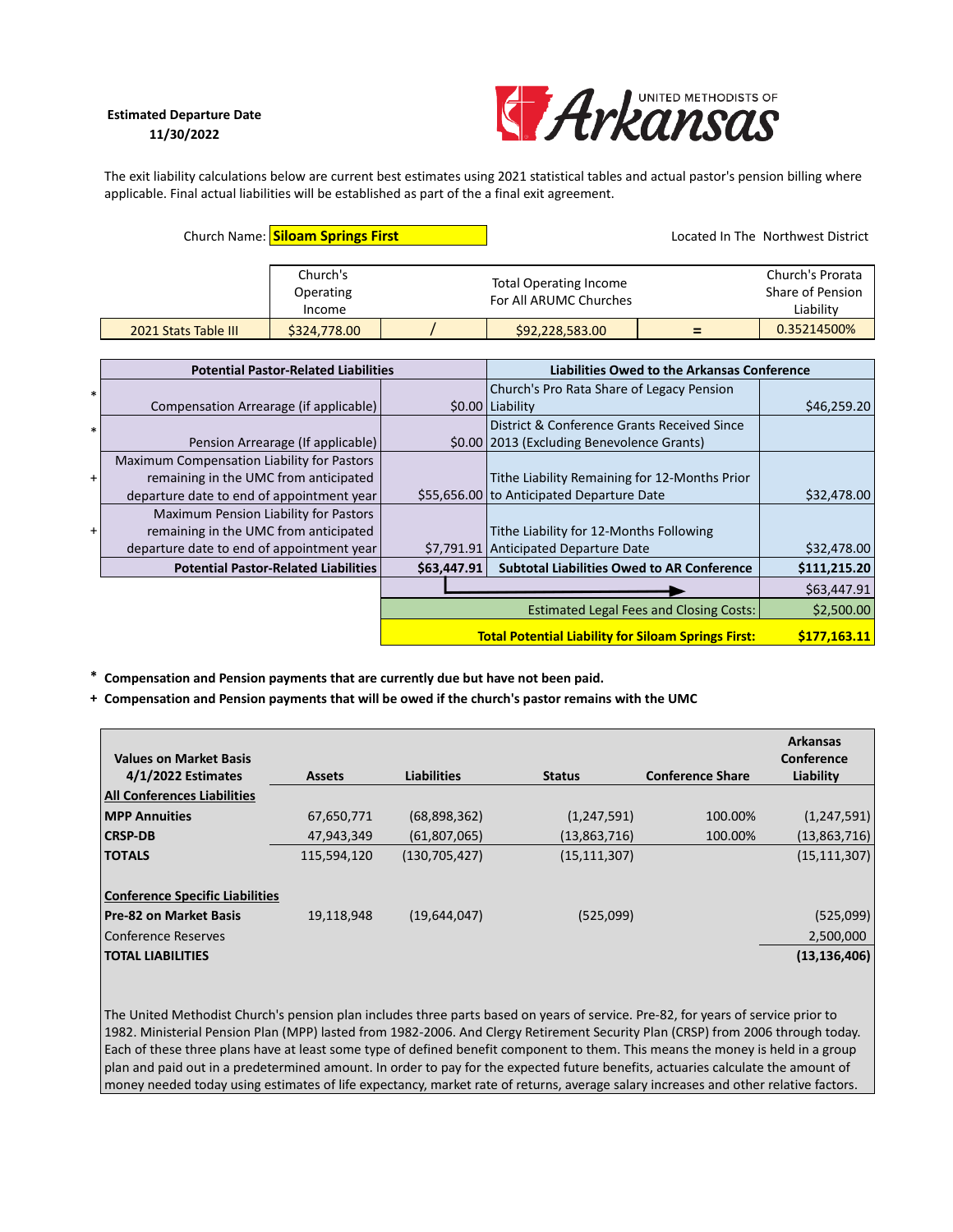**Estimated Departure Date**
**11/30/2022**

UNITED METHODISTS OF Arkansas

The exit liability calculations below are current best estimates using 2021 statistical tables and actual pastor's pension billing where applicable. Final actual liabilities will be established as part of the a final exit agreement.

Church Name: **Siloam Springs First** — Located In The Northwest District

| | Church's Operating Income | | Total Operating Income For All ARUMC Churches | | Church's Prorata Share of Pension Liability |
|---|---|---|---|---|---|
| 2021 Stats Table III | $324,778.00 | / | $92,228,583.00 | = | 0.35214500% |

| | Potential Pastor-Related Liabilities | | Liabilities Owed to the Arkansas Conference | |
|---|---|---|---|---|
| * | Compensation Arrearage (if applicable) | $0.00 | Church's Pro Rata Share of Legacy Pension Liability | $46,259.20 |
| * | Pension Arrearage (If applicable) | $0.00 | District & Conference Grants Received Since 2013 (Excluding Benevolence Grants) | |
| + | Maximum Compensation Liability for Pastors remaining in the UMC from anticipated departure date to end of appointment year | $55,656.00 | Tithe Liability Remaining for 12-Months Prior to Anticipated Departure Date | $32,478.00 |
| + | Maximum Pension Liability for Pastors remaining in the UMC from anticipated departure date to end of appointment year | $7,791.91 | Tithe Liability for 12-Months Following Anticipated Departure Date | $32,478.00 |
| | **Potential Pastor-Related Liabilities** | **$63,447.91** | **Subtotal Liabilities Owed to AR Conference** | **$111,215.20** |
| | | → | | $63,447.91 |
| | | | Estimated Legal Fees and Closing Costs: | $2,500.00 |
| | | | **Total Potential Liability for Siloam Springs First:** | **$177,163.11** |

\* **Compensation and Pension payments that are currently due but have not been paid.**

\+ **Compensation and Pension payments that will be owed if the church's pastor remains with the UMC**

| Values on Market Basis 4/1/2022 Estimates | Assets | Liabilities | Status | Conference Share | Arkansas Conference Liability |
|---|---|---|---|---|---|
| **All Conferences Liabilities** | | | | | |
| **MPP Annuities** | 67,650,771 | (68,898,362) | (1,247,591) | 100.00% | (1,247,591) |
| **CRSP-DB** | 47,943,349 | (61,807,065) | (13,863,716) | 100.00% | (13,863,716) |
| **TOTALS** | 115,594,120 | (130,705,427) | (15,111,307) | | (15,111,307) |
| | | | | | |
| **Conference Specific Liabilities** | | | | | |
| **Pre-82 on Market Basis** | 19,118,948 | (19,644,047) | (525,099) | | (525,099) |
| Conference Reserves | | | | | 2,500,000 |
| **TOTAL LIABILITIES** | | | | | **(13,136,406)** |

The United Methodist Church's pension plan includes three parts based on years of service. Pre-82, for years of service prior to 1982. Ministerial Pension Plan (MPP) lasted from 1982-2006. And Clergy Retirement Security Plan (CRSP) from 2006 through today. Each of these three plans have at least some type of defined benefit component to them. This means the money is held in a group plan and paid out in a predetermined amount. In order to pay for the expected future benefits, actuaries calculate the amount of money needed today using estimates of life expectancy, market rate of returns, average salary increases and other relative factors.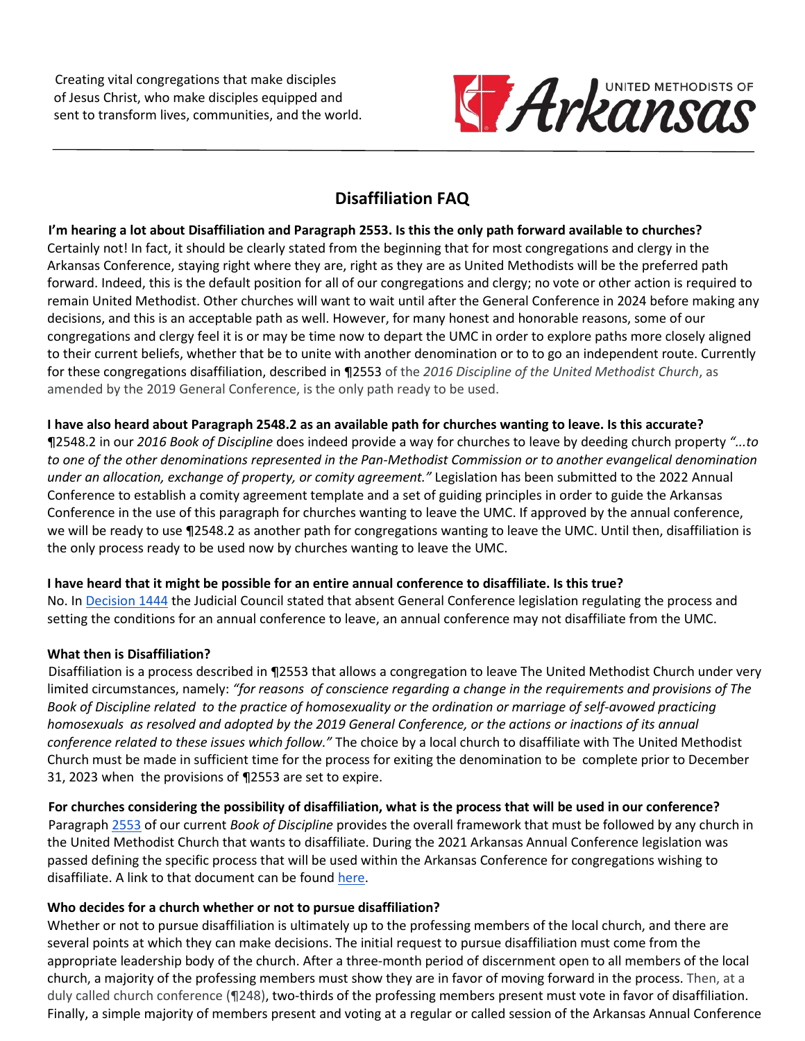Creating vital congregations that make disciples of Jesus Christ, who make disciples equipped and sent to transform lives, communities, and the world.

UNITED METHODISTS OF Arkansas

---

# Disaffiliation FAQ

**I'm hearing a lot about Disaffiliation and Paragraph 2553. Is this the only path forward available to churches?**

Certainly not! In fact, it should be clearly stated from the beginning that for most congregations and clergy in the Arkansas Conference, staying right where they are, right as they are as United Methodists will be the preferred path forward. Indeed, this is the default position for all of our congregations and clergy; no vote or other action is required to remain United Methodist. Other churches will want to wait until after the General Conference in 2024 before making any decisions, and this is an acceptable path as well. However, for many honest and honorable reasons, some of our congregations and clergy feel it is or may be time now to depart the UMC in order to explore paths more closely aligned to their current beliefs, whether that be to unite with another denomination or to to go an independent route. Currently for these congregations disaffiliation, described in ¶2553 of the *2016 Discipline of the United Methodist Church*, as amended by the 2019 General Conference, is the only path ready to be used.

**I have also heard about Paragraph 2548.2 as an available path for churches wanting to leave. Is this accurate?**

¶2548.2 in our *2016 Book of Discipline* does indeed provide a way for churches to leave by deeding church property *"...to to one of the other denominations represented in the Pan-Methodist Commission or to another evangelical denomination under an allocation, exchange of property, or comity agreement."* Legislation has been submitted to the 2022 Annual Conference to establish a comity agreement template and a set of guiding principles in order to guide the Arkansas Conference in the use of this paragraph for churches wanting to leave the UMC. If approved by the annual conference, we will be ready to use ¶2548.2 as another path for congregations wanting to leave the UMC. Until then, disaffiliation is the only process ready to be used now by churches wanting to leave the UMC.

**I have heard that it might be possible for an entire annual conference to disaffiliate. Is this true?**

No. In Decision 1444 the Judicial Council stated that absent General Conference legislation regulating the process and setting the conditions for an annual conference to leave, an annual conference may not disaffiliate from the UMC.

**What then is Disaffiliation?**

Disaffiliation is a process described in ¶2553 that allows a congregation to leave The United Methodist Church under very limited circumstances, namely: *"for reasons of conscience regarding a change in the requirements and provisions of The Book of Discipline related to the practice of homosexuality or the ordination or marriage of self-avowed practicing homosexuals as resolved and adopted by the 2019 General Conference, or the actions or inactions of its annual conference related to these issues which follow."* The choice by a local church to disaffiliate with The United Methodist Church must be made in sufficient time for the process for exiting the denomination to be complete prior to December 31, 2023 when the provisions of ¶2553 are set to expire.

**For churches considering the possibility of disaffiliation, what is the process that will be used in our conference?**

Paragraph 2553 of our current *Book of Discipline* provides the overall framework that must be followed by any church in the United Methodist Church that wants to disaffiliate. During the 2021 Arkansas Annual Conference legislation was passed defining the specific process that will be used within the Arkansas Conference for congregations wishing to disaffiliate. A link to that document can be found here.

**Who decides for a church whether or not to pursue disaffiliation?**

Whether or not to pursue disaffiliation is ultimately up to the professing members of the local church, and there are several points at which they can make decisions. The initial request to pursue disaffiliation must come from the appropriate leadership body of the church. After a three-month period of discernment open to all members of the local church, a majority of the professing members must show they are in favor of moving forward in the process. Then, at a duly called church conference (¶248), two-thirds of the professing members present must vote in favor of disaffiliation. Finally, a simple majority of members present and voting at a regular or called session of the Arkansas Annual Conference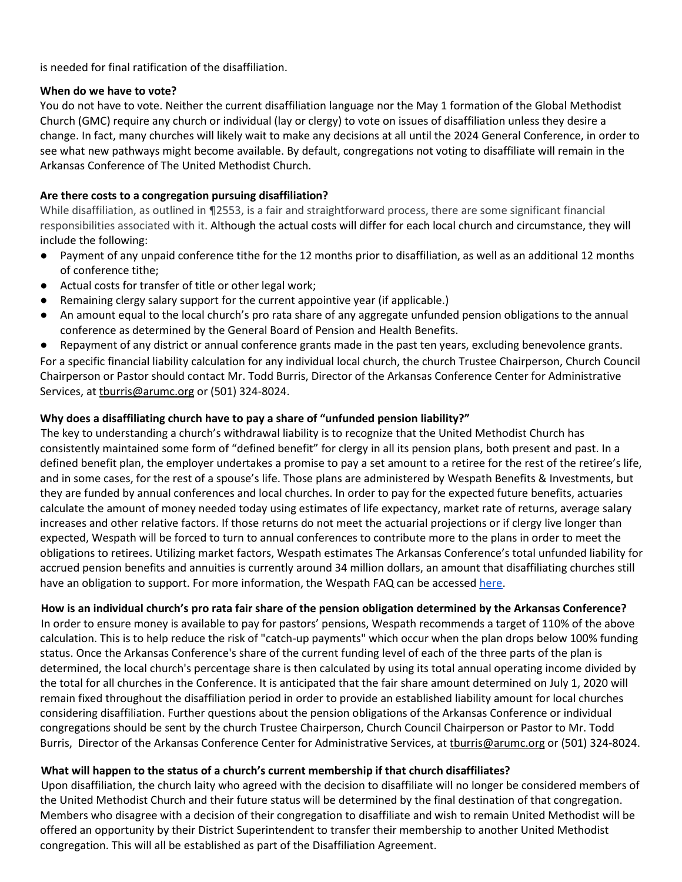is needed for final ratification of the disaffiliation.

**When do we have to vote?**

You do not have to vote. Neither the current disaffiliation language nor the May 1 formation of the Global Methodist Church (GMC) require any church or individual (lay or clergy) to vote on issues of disaffiliation unless they desire a change. In fact, many churches will likely wait to make any decisions at all until the 2024 General Conference, in order to see what new pathways might become available. By default, congregations not voting to disaffiliate will remain in the Arkansas Conference of The United Methodist Church.

**Are there costs to a congregation pursuing disaffiliation?**

While disaffiliation, as outlined in ¶2553, is a fair and straightforward process, there are some significant financial responsibilities associated with it. Although the actual costs will differ for each local church and circumstance, they will include the following:

- Payment of any unpaid conference tithe for the 12 months prior to disaffiliation, as well as an additional 12 months of conference tithe;
- Actual costs for transfer of title or other legal work;
- Remaining clergy salary support for the current appointive year (if applicable.)
- An amount equal to the local church's pro rata share of any aggregate unfunded pension obligations to the annual conference as determined by the General Board of Pension and Health Benefits.
- Repayment of any district or annual conference grants made in the past ten years, excluding benevolence grants.

For a specific financial liability calculation for any individual local church, the church Trustee Chairperson, Church Council Chairperson or Pastor should contact Mr. Todd Burris, Director of the Arkansas Conference Center for Administrative Services, at tburris@arumc.org or (501) 324-8024.

**Why does a disaffiliating church have to pay a share of "unfunded pension liability?"**

The key to understanding a church's withdrawal liability is to recognize that the United Methodist Church has consistently maintained some form of "defined benefit" for clergy in all its pension plans, both present and past. In a defined benefit plan, the employer undertakes a promise to pay a set amount to a retiree for the rest of the retiree's life, and in some cases, for the rest of a spouse's life. Those plans are administered by Wespath Benefits & Investments, but they are funded by annual conferences and local churches. In order to pay for the expected future benefits, actuaries calculate the amount of money needed today using estimates of life expectancy, market rate of returns, average salary increases and other relative factors. If those returns do not meet the actuarial projections or if clergy live longer than expected, Wespath will be forced to turn to annual conferences to contribute more to the plans in order to meet the obligations to retirees. Utilizing market factors, Wespath estimates The Arkansas Conference's total unfunded liability for accrued pension benefits and annuities is currently around 34 million dollars, an amount that disaffiliating churches still have an obligation to support. For more information, the Wespath FAQ can be accessed here.

**How is an individual church's pro rata fair share of the pension obligation determined by the Arkansas Conference?**

In order to ensure money is available to pay for pastors' pensions, Wespath recommends a target of 110% of the above calculation. This is to help reduce the risk of "catch-up payments" which occur when the plan drops below 100% funding status. Once the Arkansas Conference's share of the current funding level of each of the three parts of the plan is determined, the local church's percentage share is then calculated by using its total annual operating income divided by the total for all churches in the Conference. It is anticipated that the fair share amount determined on July 1, 2020 will remain fixed throughout the disaffiliation period in order to provide an established liability amount for local churches considering disaffiliation. Further questions about the pension obligations of the Arkansas Conference or individual congregations should be sent by the church Trustee Chairperson, Church Council Chairperson or Pastor to Mr. Todd Burris, Director of the Arkansas Conference Center for Administrative Services, at tburris@arumc.org or (501) 324-8024.

**What will happen to the status of a church's current membership if that church disaffiliates?**

Upon disaffiliation, the church laity who agreed with the decision to disaffiliate will no longer be considered members of the United Methodist Church and their future status will be determined by the final destination of that congregation. Members who disagree with a decision of their congregation to disaffiliate and wish to remain United Methodist will be offered an opportunity by their District Superintendent to transfer their membership to another United Methodist congregation. This will all be established as part of the Disaffiliation Agreement.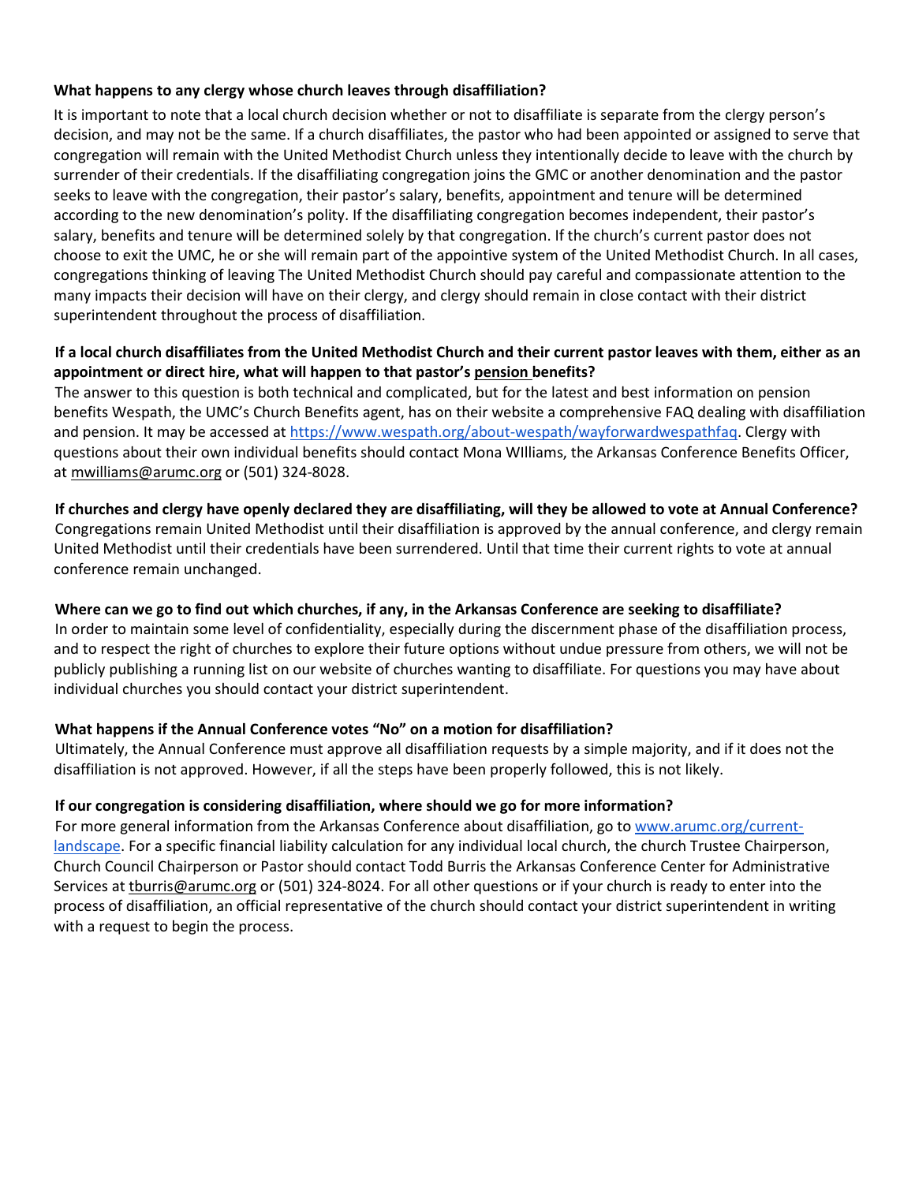**What happens to any clergy whose church leaves through disaffiliation?**

It is important to note that a local church decision whether or not to disaffiliate is separate from the clergy person's decision, and may not be the same. If a church disaffiliates, the pastor who had been appointed or assigned to serve that congregation will remain with the United Methodist Church unless they intentionally decide to leave with the church by surrender of their credentials. If the disaffiliating congregation joins the GMC or another denomination and the pastor seeks to leave with the congregation, their pastor's salary, benefits, appointment and tenure will be determined according to the new denomination's polity. If the disaffiliating congregation becomes independent, their pastor's salary, benefits and tenure will be determined solely by that congregation. If the church's current pastor does not choose to exit the UMC, he or she will remain part of the appointive system of the United Methodist Church. In all cases, congregations thinking of leaving The United Methodist Church should pay careful and compassionate attention to the many impacts their decision will have on their clergy, and clergy should remain in close contact with their district superintendent throughout the process of disaffiliation.

**If a local church disaffiliates from the United Methodist Church and their current pastor leaves with them, either as an appointment or direct hire, what will happen to that pastor's pension benefits?**

The answer to this question is both technical and complicated, but for the latest and best information on pension benefits Wespath, the UMC's Church Benefits agent, has on their website a comprehensive FAQ dealing with disaffiliation and pension. It may be accessed at https://www.wespath.org/about-wespath/wayforwardwespathfaq. Clergy with questions about their own individual benefits should contact Mona WIlliams, the Arkansas Conference Benefits Officer, at mwilliams@arumc.org or (501) 324-8028.

**If churches and clergy have openly declared they are disaffiliating, will they be allowed to vote at Annual Conference?**

Congregations remain United Methodist until their disaffiliation is approved by the annual conference, and clergy remain United Methodist until their credentials have been surrendered. Until that time their current rights to vote at annual conference remain unchanged.

**Where can we go to find out which churches, if any, in the Arkansas Conference are seeking to disaffiliate?**

In order to maintain some level of confidentiality, especially during the discernment phase of the disaffiliation process, and to respect the right of churches to explore their future options without undue pressure from others, we will not be publicly publishing a running list on our website of churches wanting to disaffiliate. For questions you may have about individual churches you should contact your district superintendent.

**What happens if the Annual Conference votes "No" on a motion for disaffiliation?**

Ultimately, the Annual Conference must approve all disaffiliation requests by a simple majority, and if it does not the disaffiliation is not approved. However, if all the steps have been properly followed, this is not likely.

**If our congregation is considering disaffiliation, where should we go for more information?**

For more general information from the Arkansas Conference about disaffiliation, go to www.arumc.org/current-landscape. For a specific financial liability calculation for any individual local church, the church Trustee Chairperson, Church Council Chairperson or Pastor should contact Todd Burris the Arkansas Conference Center for Administrative Services at tburris@arumc.org or (501) 324-8024. For all other questions or if your church is ready to enter into the process of disaffiliation, an official representative of the church should contact your district superintendent in writing with a request to begin the process.